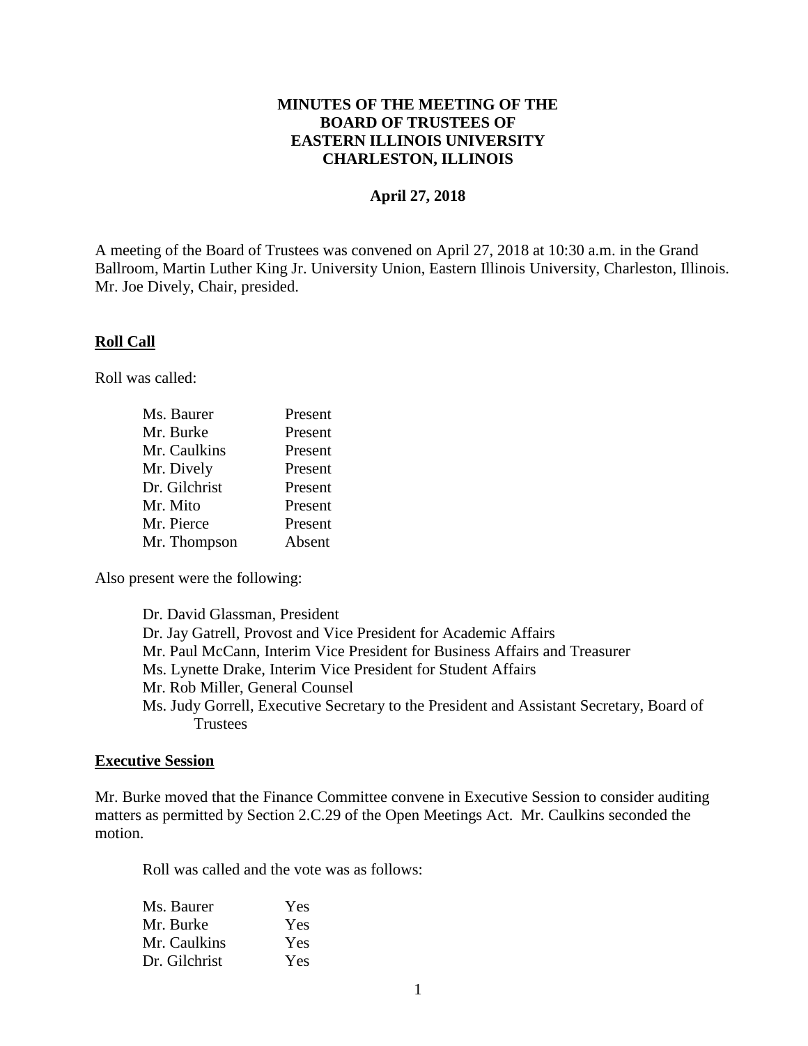# MINUTES OF THE MEETING OF THE BOARD OF TRUSTEES OF EASTERN ILLINOIS UNIVERSITY CHARLESTON, ILLINOIS

**April 27, 2018**

A meeting of the Board of Trustees was convened on April 27, 2018 at 10:30 a.m. in the Grand Ballroom, Martin Luther King Jr. University Union, Eastern Illinois University, Charleston, Illinois. Mr. Joe Dively, Chair, presided.

## Roll Call

Roll was called:

| | |
|---|---|
| Ms. Baurer | Present |
| Mr. Burke | Present |
| Mr. Caulkins | Present |
| Mr. Dively | Present |
| Dr. Gilchrist | Present |
| Mr. Mito | Present |
| Mr. Pierce | Present |
| Mr. Thompson | Absent |

Also present were the following:

Dr. David Glassman, President
Dr. Jay Gatrell, Provost and Vice President for Academic Affairs
Mr. Paul McCann, Interim Vice President for Business Affairs and Treasurer
Ms. Lynette Drake, Interim Vice President for Student Affairs
Mr. Rob Miller, General Counsel
Ms. Judy Gorrell, Executive Secretary to the President and Assistant Secretary, Board of Trustees

## Executive Session

Mr. Burke moved that the Finance Committee convene in Executive Session to consider auditing matters as permitted by Section 2.C.29 of the Open Meetings Act. Mr. Caulkins seconded the motion.

Roll was called and the vote was as follows:

| | |
|---|---|
| Ms. Baurer | Yes |
| Mr. Burke | Yes |
| Mr. Caulkins | Yes |
| Dr. Gilchrist | Yes |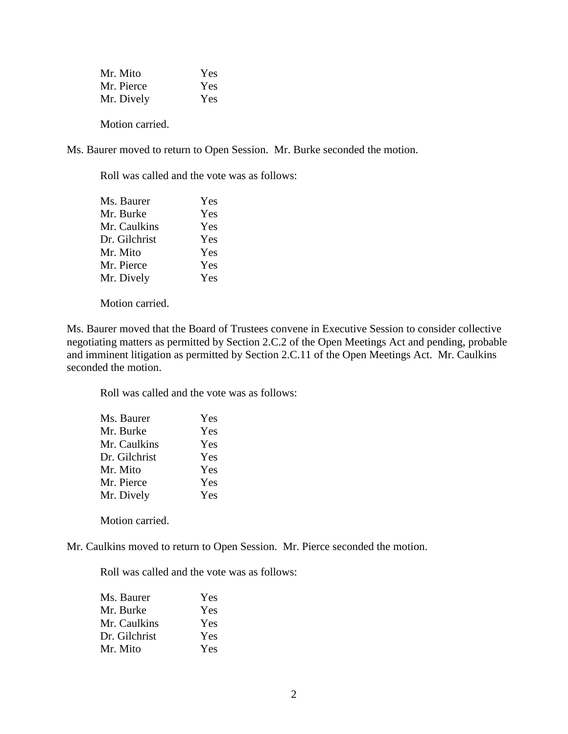| | |
|---|---|
| Mr. Mito | Yes |
| Mr. Pierce | Yes |
| Mr. Dively | Yes |

Motion carried.

Ms. Baurer moved to return to Open Session. Mr. Burke seconded the motion.

Roll was called and the vote was as follows:

| | |
|---|---|
| Ms. Baurer | Yes |
| Mr. Burke | Yes |
| Mr. Caulkins | Yes |
| Dr. Gilchrist | Yes |
| Mr. Mito | Yes |
| Mr. Pierce | Yes |
| Mr. Dively | Yes |

Motion carried.

Ms. Baurer moved that the Board of Trustees convene in Executive Session to consider collective negotiating matters as permitted by Section 2.C.2 of the Open Meetings Act and pending, probable and imminent litigation as permitted by Section 2.C.11 of the Open Meetings Act. Mr. Caulkins seconded the motion.

Roll was called and the vote was as follows:

| | |
|---|---|
| Ms. Baurer | Yes |
| Mr. Burke | Yes |
| Mr. Caulkins | Yes |
| Dr. Gilchrist | Yes |
| Mr. Mito | Yes |
| Mr. Pierce | Yes |
| Mr. Dively | Yes |

Motion carried.

Mr. Caulkins moved to return to Open Session. Mr. Pierce seconded the motion.

Roll was called and the vote was as follows:

| | |
|---|---|
| Ms. Baurer | Yes |
| Mr. Burke | Yes |
| Mr. Caulkins | Yes |
| Dr. Gilchrist | Yes |
| Mr. Mito | Yes |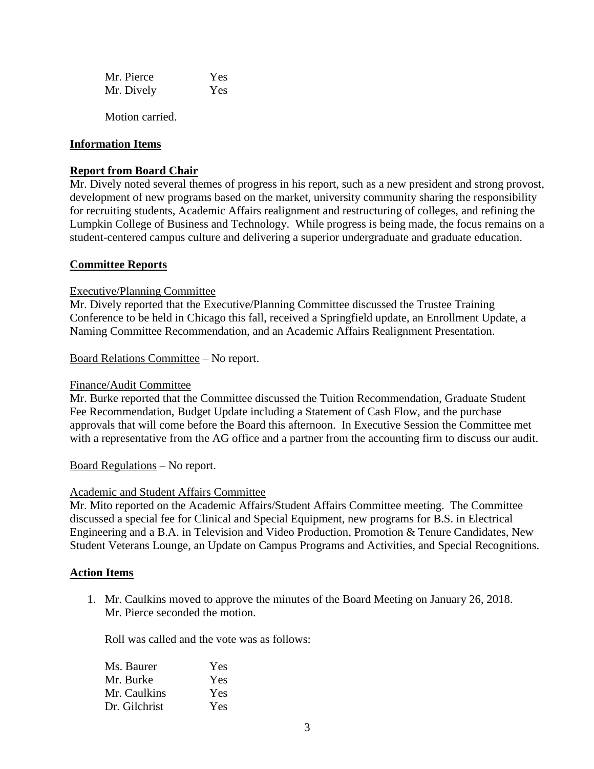| | |
|---|---|
| Mr. Pierce | Yes |
| Mr. Dively | Yes |

Motion carried.

**Information Items**

**Report from Board Chair**

Mr. Dively noted several themes of progress in his report, such as a new president and strong provost, development of new programs based on the market, university community sharing the responsibility for recruiting students, Academic Affairs realignment and restructuring of colleges, and refining the Lumpkin College of Business and Technology. While progress is being made, the focus remains on a student-centered campus culture and delivering a superior undergraduate and graduate education.

**Committee Reports**

Executive/Planning Committee

Mr. Dively reported that the Executive/Planning Committee discussed the Trustee Training Conference to be held in Chicago this fall, received a Springfield update, an Enrollment Update, a Naming Committee Recommendation, and an Academic Affairs Realignment Presentation.

Board Relations Committee – No report.

Finance/Audit Committee

Mr. Burke reported that the Committee discussed the Tuition Recommendation, Graduate Student Fee Recommendation, Budget Update including a Statement of Cash Flow, and the purchase approvals that will come before the Board this afternoon. In Executive Session the Committee met with a representative from the AG office and a partner from the accounting firm to discuss our audit.

Board Regulations – No report.

Academic and Student Affairs Committee

Mr. Mito reported on the Academic Affairs/Student Affairs Committee meeting. The Committee discussed a special fee for Clinical and Special Equipment, new programs for B.S. in Electrical Engineering and a B.A. in Television and Video Production, Promotion & Tenure Candidates, New Student Veterans Lounge, an Update on Campus Programs and Activities, and Special Recognitions.

**Action Items**

1. Mr. Caulkins moved to approve the minutes of the Board Meeting on January 26, 2018. Mr. Pierce seconded the motion.

   Roll was called and the vote was as follows:

| | |
|---|---|
| Ms. Baurer | Yes |
| Mr. Burke | Yes |
| Mr. Caulkins | Yes |
| Dr. Gilchrist | Yes |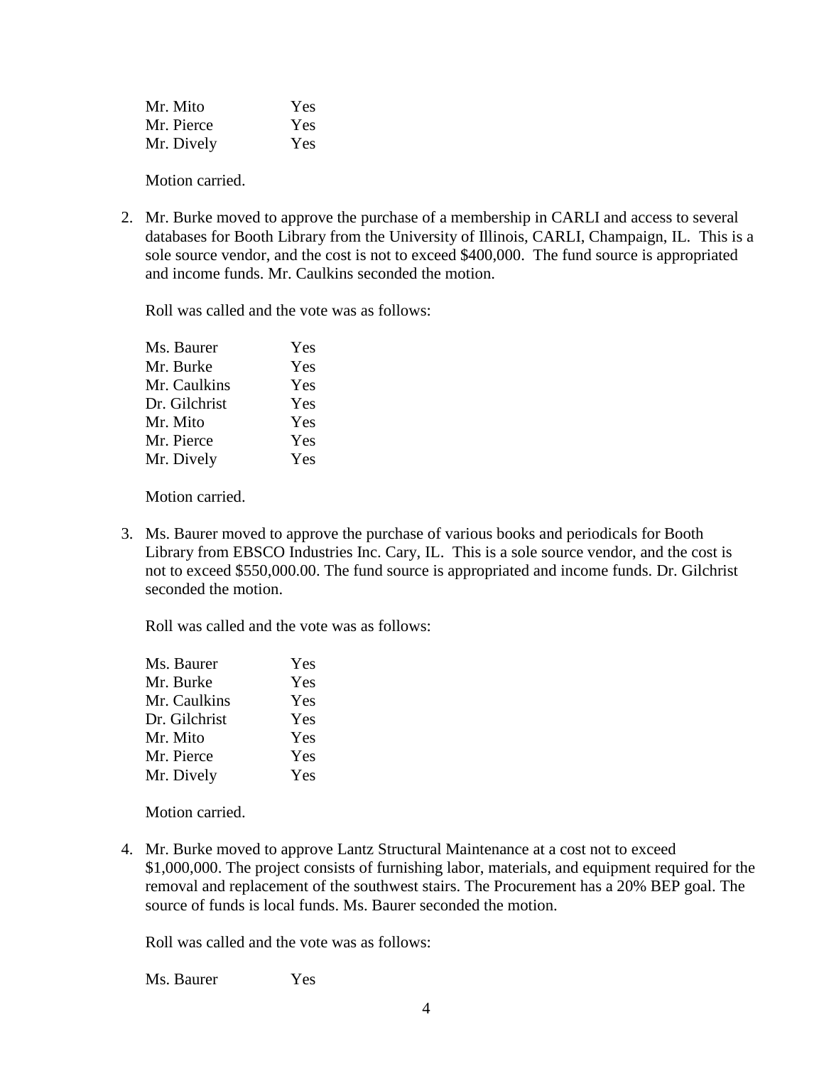| | |
|---|---|
| Mr. Mito | Yes |
| Mr. Pierce | Yes |
| Mr. Dively | Yes |

Motion carried.

2. Mr. Burke moved to approve the purchase of a membership in CARLI and access to several databases for Booth Library from the University of Illinois, CARLI, Champaign, IL. This is a sole source vendor, and the cost is not to exceed $400,000. The fund source is appropriated and income funds. Mr. Caulkins seconded the motion.

   Roll was called and the vote was as follows:

   | | |
   |---|---|
   | Ms. Baurer | Yes |
   | Mr. Burke | Yes |
   | Mr. Caulkins | Yes |
   | Dr. Gilchrist | Yes |
   | Mr. Mito | Yes |
   | Mr. Pierce | Yes |
   | Mr. Dively | Yes |

   Motion carried.

3. Ms. Baurer moved to approve the purchase of various books and periodicals for Booth Library from EBSCO Industries Inc. Cary, IL. This is a sole source vendor, and the cost is not to exceed $550,000.00. The fund source is appropriated and income funds. Dr. Gilchrist seconded the motion.

   Roll was called and the vote was as follows:

   | | |
   |---|---|
   | Ms. Baurer | Yes |
   | Mr. Burke | Yes |
   | Mr. Caulkins | Yes |
   | Dr. Gilchrist | Yes |
   | Mr. Mito | Yes |
   | Mr. Pierce | Yes |
   | Mr. Dively | Yes |

   Motion carried.

4. Mr. Burke moved to approve Lantz Structural Maintenance at a cost not to exceed $1,000,000. The project consists of furnishing labor, materials, and equipment required for the removal and replacement of the southwest stairs. The Procurement has a 20% BEP goal. The source of funds is local funds. Ms. Baurer seconded the motion.

   Roll was called and the vote was as follows:

   | | |
   |---|---|
   | Ms. Baurer | Yes |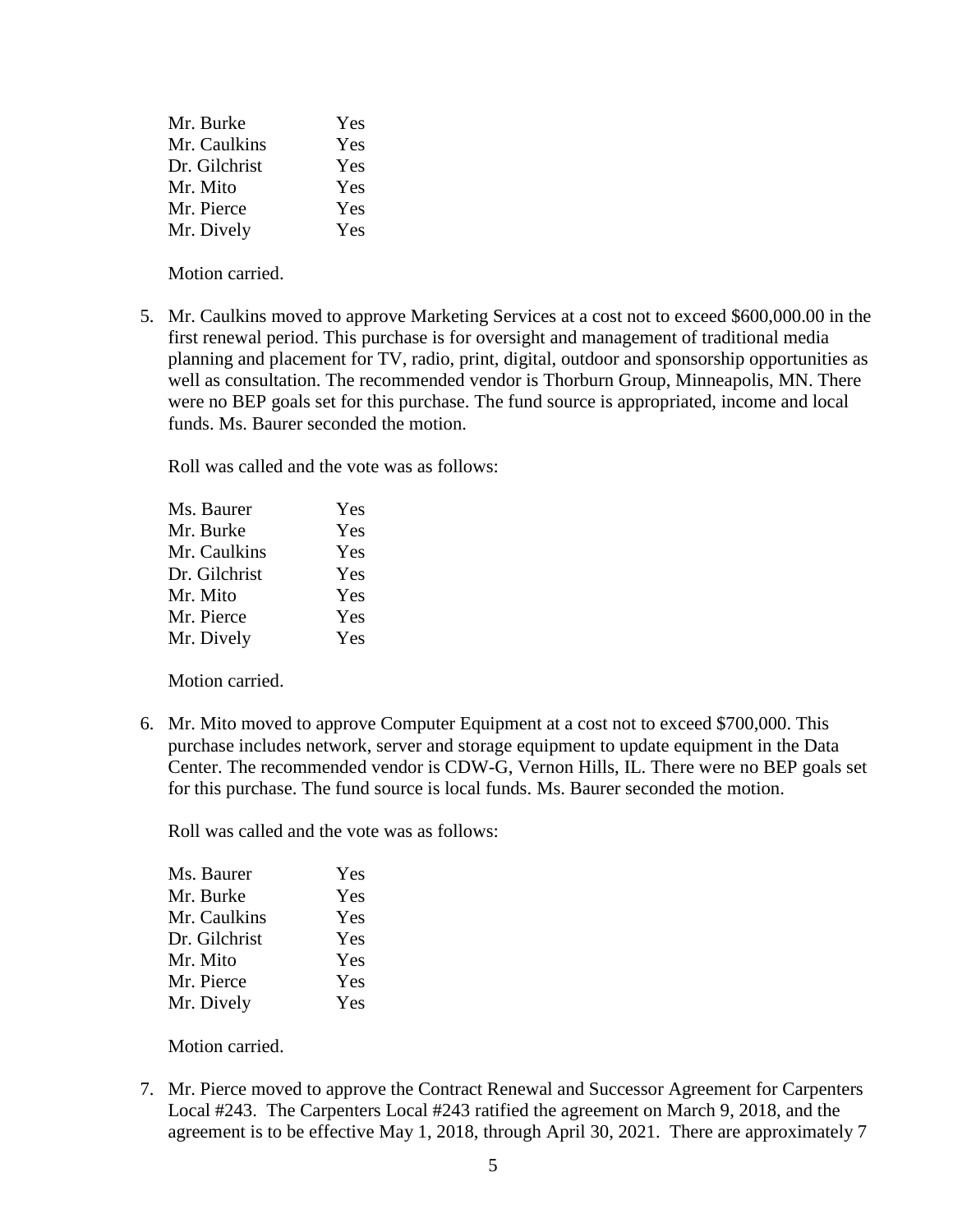| | |
|---|---|
| Mr. Burke | Yes |
| Mr. Caulkins | Yes |
| Dr. Gilchrist | Yes |
| Mr. Mito | Yes |
| Mr. Pierce | Yes |
| Mr. Dively | Yes |

Motion carried.

5. Mr. Caulkins moved to approve Marketing Services at a cost not to exceed $600,000.00 in the first renewal period. This purchase is for oversight and management of traditional media planning and placement for TV, radio, print, digital, outdoor and sponsorship opportunities as well as consultation. The recommended vendor is Thorburn Group, Minneapolis, MN. There were no BEP goals set for this purchase. The fund source is appropriated, income and local funds. Ms. Baurer seconded the motion.

   Roll was called and the vote was as follows:

| | |
|---|---|
| Ms. Baurer | Yes |
| Mr. Burke | Yes |
| Mr. Caulkins | Yes |
| Dr. Gilchrist | Yes |
| Mr. Mito | Yes |
| Mr. Pierce | Yes |
| Mr. Dively | Yes |

   Motion carried.

6. Mr. Mito moved to approve Computer Equipment at a cost not to exceed $700,000. This purchase includes network, server and storage equipment to update equipment in the Data Center. The recommended vendor is CDW-G, Vernon Hills, IL. There were no BEP goals set for this purchase. The fund source is local funds. Ms. Baurer seconded the motion.

   Roll was called and the vote was as follows:

| | |
|---|---|
| Ms. Baurer | Yes |
| Mr. Burke | Yes |
| Mr. Caulkins | Yes |
| Dr. Gilchrist | Yes |
| Mr. Mito | Yes |
| Mr. Pierce | Yes |
| Mr. Dively | Yes |

   Motion carried.

7. Mr. Pierce moved to approve the Contract Renewal and Successor Agreement for Carpenters Local #243. The Carpenters Local #243 ratified the agreement on March 9, 2018, and the agreement is to be effective May 1, 2018, through April 30, 2021. There are approximately 7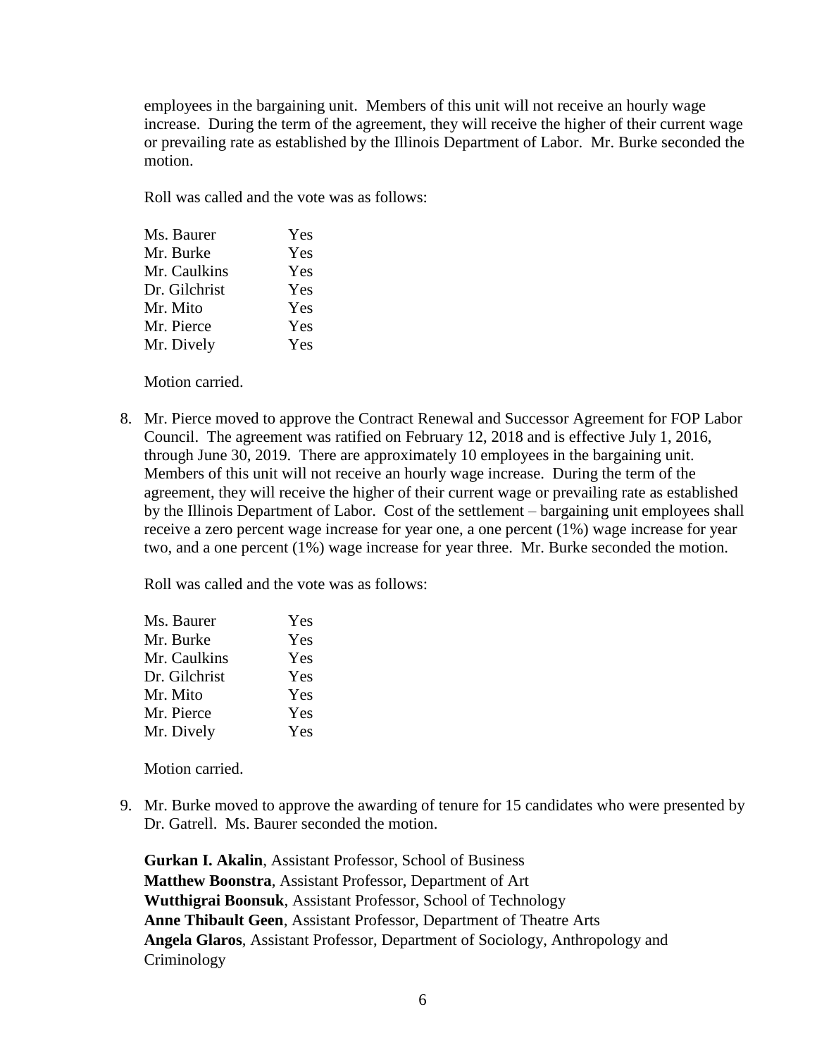employees in the bargaining unit. Members of this unit will not receive an hourly wage increase. During the term of the agreement, they will receive the higher of their current wage or prevailing rate as established by the Illinois Department of Labor. Mr. Burke seconded the motion.

Roll was called and the vote was as follows:

| | |
|---|---|
| Ms. Baurer | Yes |
| Mr. Burke | Yes |
| Mr. Caulkins | Yes |
| Dr. Gilchrist | Yes |
| Mr. Mito | Yes |
| Mr. Pierce | Yes |
| Mr. Dively | Yes |

Motion carried.

8. Mr. Pierce moved to approve the Contract Renewal and Successor Agreement for FOP Labor Council. The agreement was ratified on February 12, 2018 and is effective July 1, 2016, through June 30, 2019. There are approximately 10 employees in the bargaining unit. Members of this unit will not receive an hourly wage increase. During the term of the agreement, they will receive the higher of their current wage or prevailing rate as established by the Illinois Department of Labor. Cost of the settlement – bargaining unit employees shall receive a zero percent wage increase for year one, a one percent (1%) wage increase for year two, and a one percent (1%) wage increase for year three. Mr. Burke seconded the motion.

   Roll was called and the vote was as follows:

| | |
|---|---|
| Ms. Baurer | Yes |
| Mr. Burke | Yes |
| Mr. Caulkins | Yes |
| Dr. Gilchrist | Yes |
| Mr. Mito | Yes |
| Mr. Pierce | Yes |
| Mr. Dively | Yes |

   Motion carried.

9. Mr. Burke moved to approve the awarding of tenure for 15 candidates who were presented by Dr. Gatrell. Ms. Baurer seconded the motion.

   **Gurkan I. Akalin**, Assistant Professor, School of Business
   **Matthew Boonstra**, Assistant Professor, Department of Art
   **Wutthigrai Boonsuk**, Assistant Professor, School of Technology
   **Anne Thibault Geen**, Assistant Professor, Department of Theatre Arts
   **Angela Glaros**, Assistant Professor, Department of Sociology, Anthropology and Criminology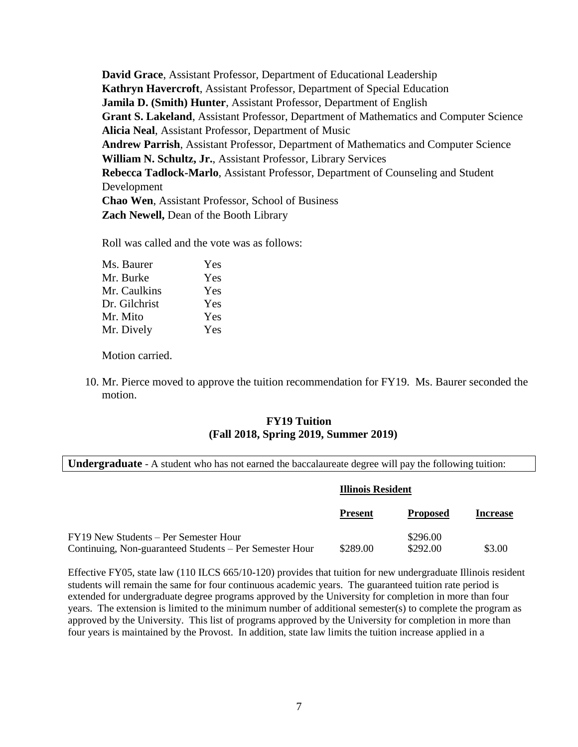**David Grace**, Assistant Professor, Department of Educational Leadership
**Kathryn Havercroft**, Assistant Professor, Department of Special Education
**Jamila D. (Smith) Hunter**, Assistant Professor, Department of English
**Grant S. Lakeland**, Assistant Professor, Department of Mathematics and Computer Science
**Alicia Neal**, Assistant Professor, Department of Music
**Andrew Parrish**, Assistant Professor, Department of Mathematics and Computer Science
**William N. Schultz, Jr.**, Assistant Professor, Library Services
**Rebecca Tadlock-Marlo**, Assistant Professor, Department of Counseling and Student Development
**Chao Wen**, Assistant Professor, School of Business
**Zach Newell,** Dean of the Booth Library

Roll was called and the vote was as follows:

| | |
|---|---|
| Ms. Baurer | Yes |
| Mr. Burke | Yes |
| Mr. Caulkins | Yes |
| Dr. Gilchrist | Yes |
| Mr. Mito | Yes |
| Mr. Dively | Yes |

Motion carried.

10. Mr. Pierce moved to approve the tuition recommendation for FY19. Ms. Baurer seconded the motion.

**FY19 Tuition**
**(Fall 2018, Spring 2019, Summer 2019)**

**Undergraduate** - A student who has not earned the baccalaureate degree will pay the following tuition:

| | Illinois Resident | | |
|---|---|---|---|
| | **Present** | **Proposed** | **Increase** |
| FY19 New Students – Per Semester Hour | | \$296.00 | |
| Continuing, Non-guaranteed Students – Per Semester Hour | \$289.00 | \$292.00 | \$3.00 |

Effective FY05, state law (110 ILCS 665/10-120) provides that tuition for new undergraduate Illinois resident students will remain the same for four continuous academic years. The guaranteed tuition rate period is extended for undergraduate degree programs approved by the University for completion in more than four years. The extension is limited to the minimum number of additional semester(s) to complete the program as approved by the University. This list of programs approved by the University for completion in more than four years is maintained by the Provost. In addition, state law limits the tuition increase applied in a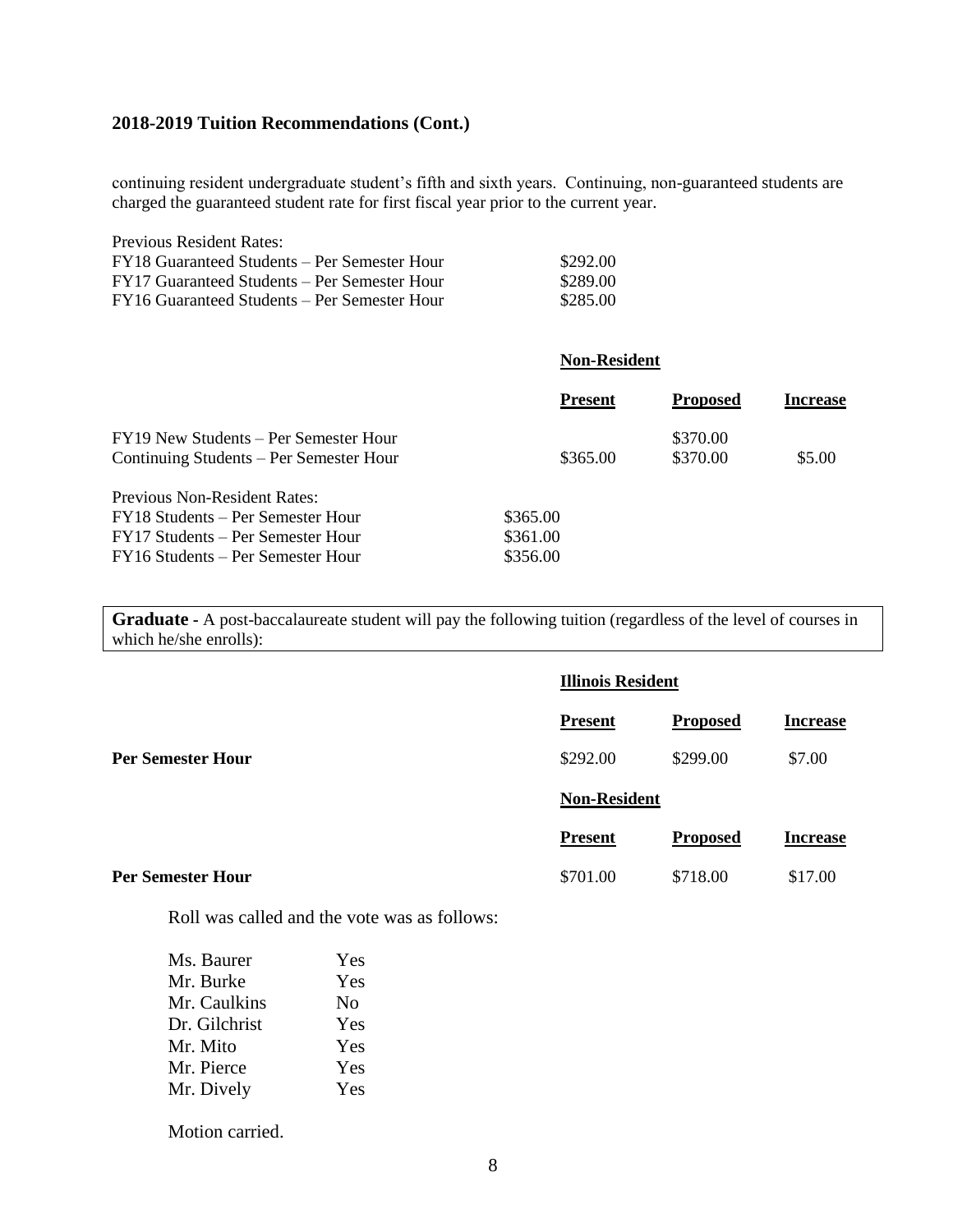## 2018-2019 Tuition Recommendations (Cont.)

continuing resident undergraduate student's fifth and sixth years. Continuing, non-guaranteed students are charged the guaranteed student rate for first fiscal year prior to the current year.

| | |
|---|---|
| Previous Resident Rates: | |
| FY18 Guaranteed Students – Per Semester Hour | \$292.00 |
| FY17 Guaranteed Students – Per Semester Hour | \$289.00 |
| FY16 Guaranteed Students – Per Semester Hour | \$285.00 |

| | Non-Resident | | |
|---|---|---|---|
| | **Present** | **Proposed** | **Increase** |
| FY19 New Students – Per Semester Hour | | \$370.00 | |
| Continuing Students – Per Semester Hour | \$365.00 | \$370.00 | \$5.00 |

| | |
|---|---|
| Previous Non-Resident Rates: | |
| FY18 Students – Per Semester Hour | \$365.00 |
| FY17 Students – Per Semester Hour | \$361.00 |
| FY16 Students – Per Semester Hour | \$356.00 |

**Graduate** - A post-baccalaureate student will pay the following tuition (regardless of the level of courses in which he/she enrolls):

| | Illinois Resident | | |
|---|---|---|---|
| | **Present** | **Proposed** | **Increase** |
| **Per Semester Hour** | \$292.00 | \$299.00 | \$7.00 |
| | **Non-Resident** | | |
| | **Present** | **Proposed** | **Increase** |
| **Per Semester Hour** | \$701.00 | \$718.00 | \$17.00 |

Roll was called and the vote was as follows:

| | |
|---|---|
| Ms. Baurer | Yes |
| Mr. Burke | Yes |
| Mr. Caulkins | No |
| Dr. Gilchrist | Yes |
| Mr. Mito | Yes |
| Mr. Pierce | Yes |
| Mr. Dively | Yes |

Motion carried.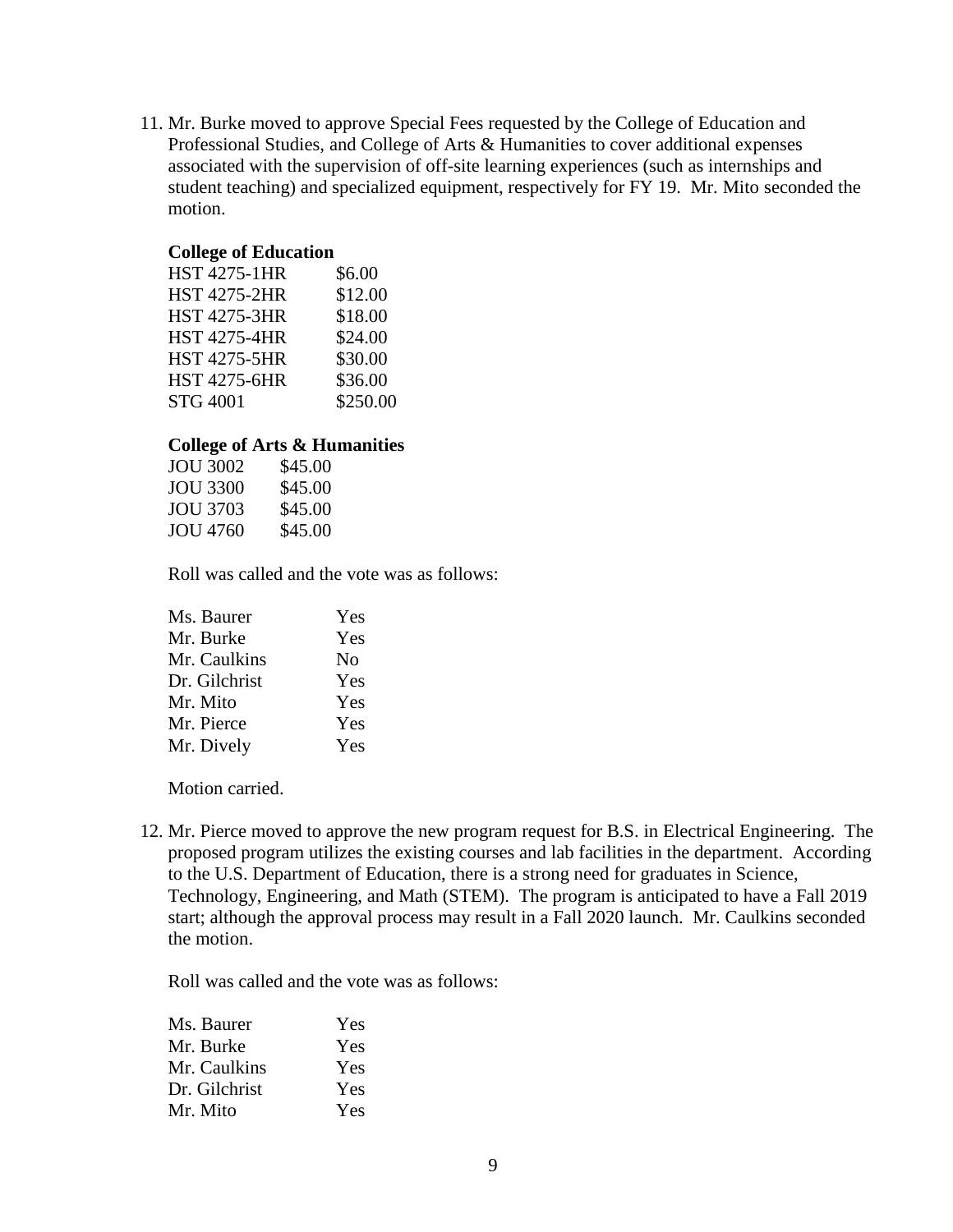11. Mr. Burke moved to approve Special Fees requested by the College of Education and Professional Studies, and College of Arts & Humanities to cover additional expenses associated with the supervision of off-site learning experiences (such as internships and student teaching) and specialized equipment, respectively for FY 19. Mr. Mito seconded the motion.

    **College of Education**

    | | |
    |---|---|
    | HST 4275-1HR | $6.00 |
    | HST 4275-2HR | $12.00 |
    | HST 4275-3HR | $18.00 |
    | HST 4275-4HR | $24.00 |
    | HST 4275-5HR | $30.00 |
    | HST 4275-6HR | $36.00 |
    | STG 4001 | $250.00 |

    **College of Arts & Humanities**

    | | |
    |---|---|
    | JOU 3002 | $45.00 |
    | JOU 3300 | $45.00 |
    | JOU 3703 | $45.00 |
    | JOU 4760 | $45.00 |

    Roll was called and the vote was as follows:

    | | |
    |---|---|
    | Ms. Baurer | Yes |
    | Mr. Burke | Yes |
    | Mr. Caulkins | No |
    | Dr. Gilchrist | Yes |
    | Mr. Mito | Yes |
    | Mr. Pierce | Yes |
    | Mr. Dively | Yes |

    Motion carried.

12. Mr. Pierce moved to approve the new program request for B.S. in Electrical Engineering. The proposed program utilizes the existing courses and lab facilities in the department. According to the U.S. Department of Education, there is a strong need for graduates in Science, Technology, Engineering, and Math (STEM). The program is anticipated to have a Fall 2019 start; although the approval process may result in a Fall 2020 launch. Mr. Caulkins seconded the motion.

    Roll was called and the vote was as follows:

    | | |
    |---|---|
    | Ms. Baurer | Yes |
    | Mr. Burke | Yes |
    | Mr. Caulkins | Yes |
    | Dr. Gilchrist | Yes |
    | Mr. Mito | Yes |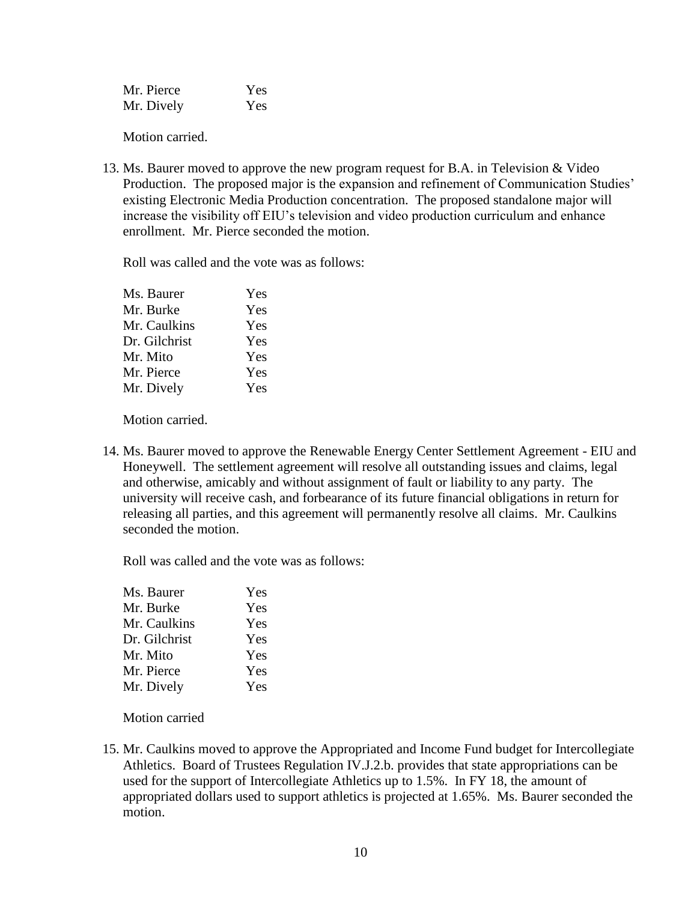| | |
|---|---|
| Mr. Pierce | Yes |
| Mr. Dively | Yes |

Motion carried.

13. Ms. Baurer moved to approve the new program request for B.A. in Television & Video Production. The proposed major is the expansion and refinement of Communication Studies' existing Electronic Media Production concentration. The proposed standalone major will increase the visibility off EIU's television and video production curriculum and enhance enrollment. Mr. Pierce seconded the motion.

   Roll was called and the vote was as follows:

   | | |
   |---|---|
   | Ms. Baurer | Yes |
   | Mr. Burke | Yes |
   | Mr. Caulkins | Yes |
   | Dr. Gilchrist | Yes |
   | Mr. Mito | Yes |
   | Mr. Pierce | Yes |
   | Mr. Dively | Yes |

   Motion carried.

14. Ms. Baurer moved to approve the Renewable Energy Center Settlement Agreement - EIU and Honeywell. The settlement agreement will resolve all outstanding issues and claims, legal and otherwise, amicably and without assignment of fault or liability to any party. The university will receive cash, and forbearance of its future financial obligations in return for releasing all parties, and this agreement will permanently resolve all claims. Mr. Caulkins seconded the motion.

   Roll was called and the vote was as follows:

   | | |
   |---|---|
   | Ms. Baurer | Yes |
   | Mr. Burke | Yes |
   | Mr. Caulkins | Yes |
   | Dr. Gilchrist | Yes |
   | Mr. Mito | Yes |
   | Mr. Pierce | Yes |
   | Mr. Dively | Yes |

   Motion carried

15. Mr. Caulkins moved to approve the Appropriated and Income Fund budget for Intercollegiate Athletics. Board of Trustees Regulation IV.J.2.b. provides that state appropriations can be used for the support of Intercollegiate Athletics up to 1.5%. In FY 18, the amount of appropriated dollars used to support athletics is projected at 1.65%. Ms. Baurer seconded the motion.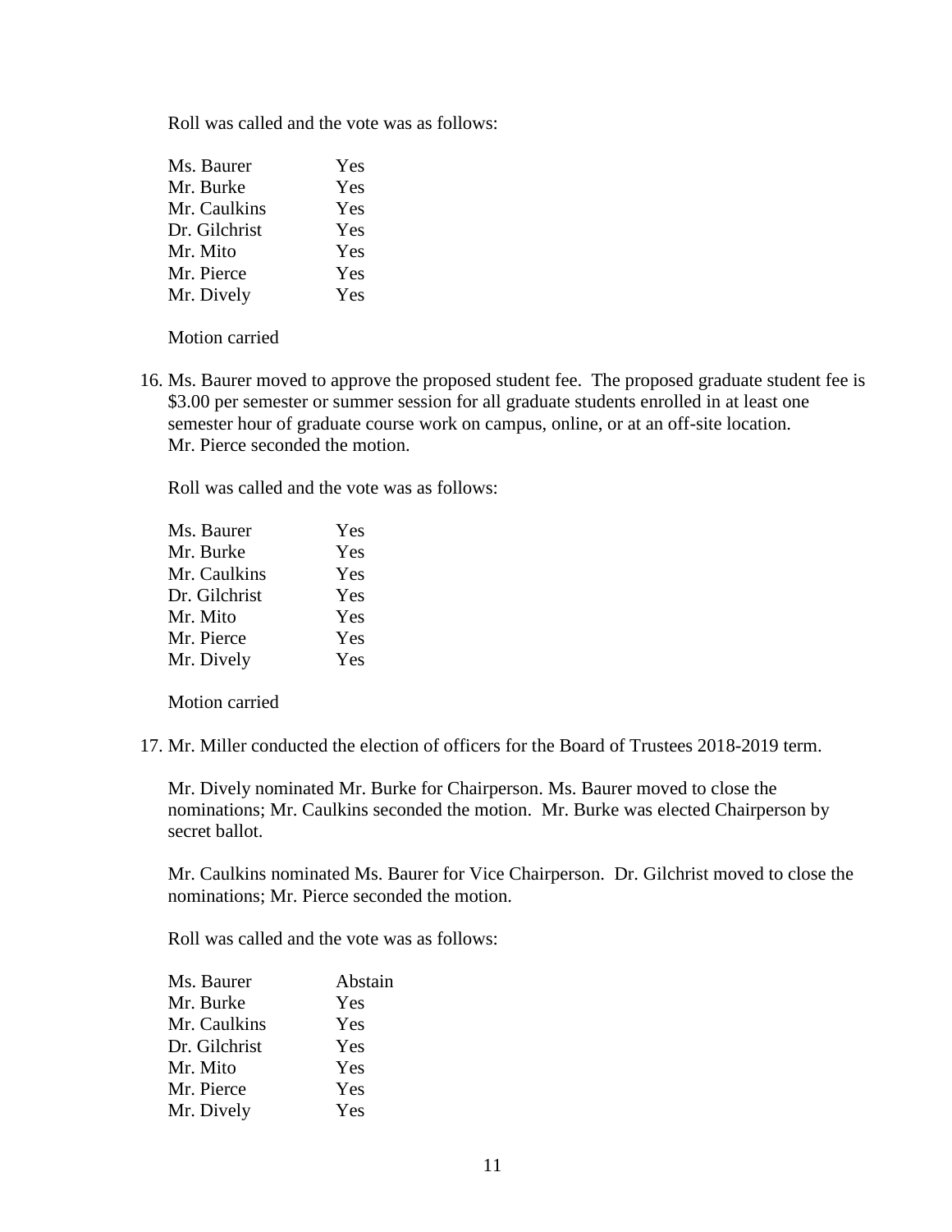Roll was called and the vote was as follows:

| | |
|---|---|
| Ms. Baurer | Yes |
| Mr. Burke | Yes |
| Mr. Caulkins | Yes |
| Dr. Gilchrist | Yes |
| Mr. Mito | Yes |
| Mr. Pierce | Yes |
| Mr. Dively | Yes |

Motion carried

16. Ms. Baurer moved to approve the proposed student fee. The proposed graduate student fee is $3.00 per semester or summer session for all graduate students enrolled in at least one semester hour of graduate course work on campus, online, or at an off-site location. Mr. Pierce seconded the motion.

    Roll was called and the vote was as follows:

    | | |
    |---|---|
    | Ms. Baurer | Yes |
    | Mr. Burke | Yes |
    | Mr. Caulkins | Yes |
    | Dr. Gilchrist | Yes |
    | Mr. Mito | Yes |
    | Mr. Pierce | Yes |
    | Mr. Dively | Yes |

    Motion carried

17. Mr. Miller conducted the election of officers for the Board of Trustees 2018-2019 term.

    Mr. Dively nominated Mr. Burke for Chairperson. Ms. Baurer moved to close the nominations; Mr. Caulkins seconded the motion. Mr. Burke was elected Chairperson by secret ballot.

    Mr. Caulkins nominated Ms. Baurer for Vice Chairperson. Dr. Gilchrist moved to close the nominations; Mr. Pierce seconded the motion.

    Roll was called and the vote was as follows:

    | | |
    |---|---|
    | Ms. Baurer | Abstain |
    | Mr. Burke | Yes |
    | Mr. Caulkins | Yes |
    | Dr. Gilchrist | Yes |
    | Mr. Mito | Yes |
    | Mr. Pierce | Yes |
    | Mr. Dively | Yes |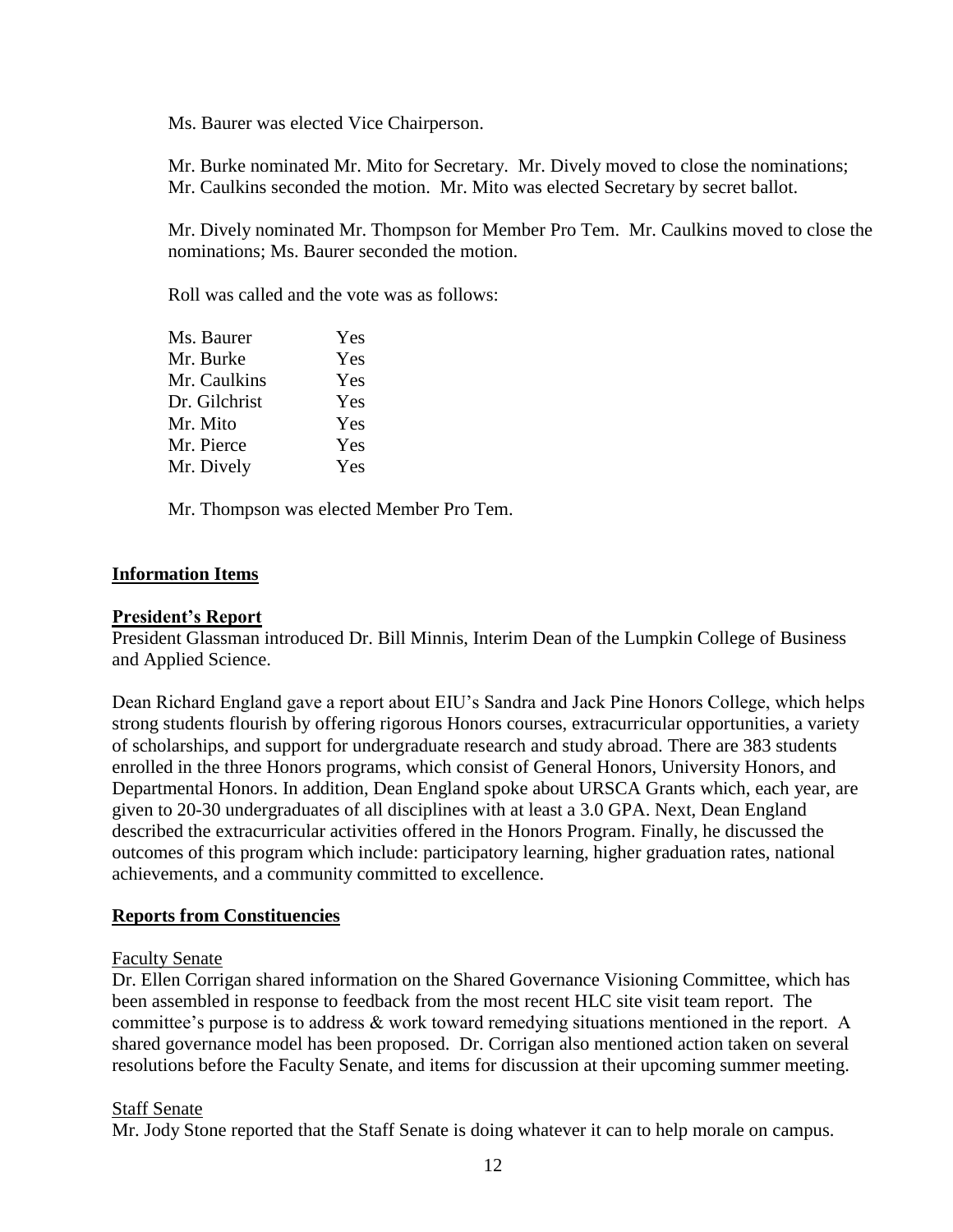Ms. Baurer was elected Vice Chairperson.

Mr. Burke nominated Mr. Mito for Secretary. Mr. Dively moved to close the nominations; Mr. Caulkins seconded the motion. Mr. Mito was elected Secretary by secret ballot.

Mr. Dively nominated Mr. Thompson for Member Pro Tem. Mr. Caulkins moved to close the nominations; Ms. Baurer seconded the motion.

Roll was called and the vote was as follows:

| | |
|---|---|
| Ms. Baurer | Yes |
| Mr. Burke | Yes |
| Mr. Caulkins | Yes |
| Dr. Gilchrist | Yes |
| Mr. Mito | Yes |
| Mr. Pierce | Yes |
| Mr. Dively | Yes |

Mr. Thompson was elected Member Pro Tem.

## Information Items

### President's Report

President Glassman introduced Dr. Bill Minnis, Interim Dean of the Lumpkin College of Business and Applied Science.

Dean Richard England gave a report about EIU's Sandra and Jack Pine Honors College, which helps strong students flourish by offering rigorous Honors courses, extracurricular opportunities, a variety of scholarships, and support for undergraduate research and study abroad. There are 383 students enrolled in the three Honors programs, which consist of General Honors, University Honors, and Departmental Honors. In addition, Dean England spoke about URSCA Grants which, each year, are given to 20-30 undergraduates of all disciplines with at least a 3.0 GPA. Next, Dean England described the extracurricular activities offered in the Honors Program. Finally, he discussed the outcomes of this program which include: participatory learning, higher graduation rates, national achievements, and a community committed to excellence.

## Reports from Constituencies

### Faculty Senate

Dr. Ellen Corrigan shared information on the Shared Governance Visioning Committee, which has been assembled in response to feedback from the most recent HLC site visit team report. The committee's purpose is to address & work toward remedying situations mentioned in the report. A shared governance model has been proposed. Dr. Corrigan also mentioned action taken on several resolutions before the Faculty Senate, and items for discussion at their upcoming summer meeting.

### Staff Senate

Mr. Jody Stone reported that the Staff Senate is doing whatever it can to help morale on campus.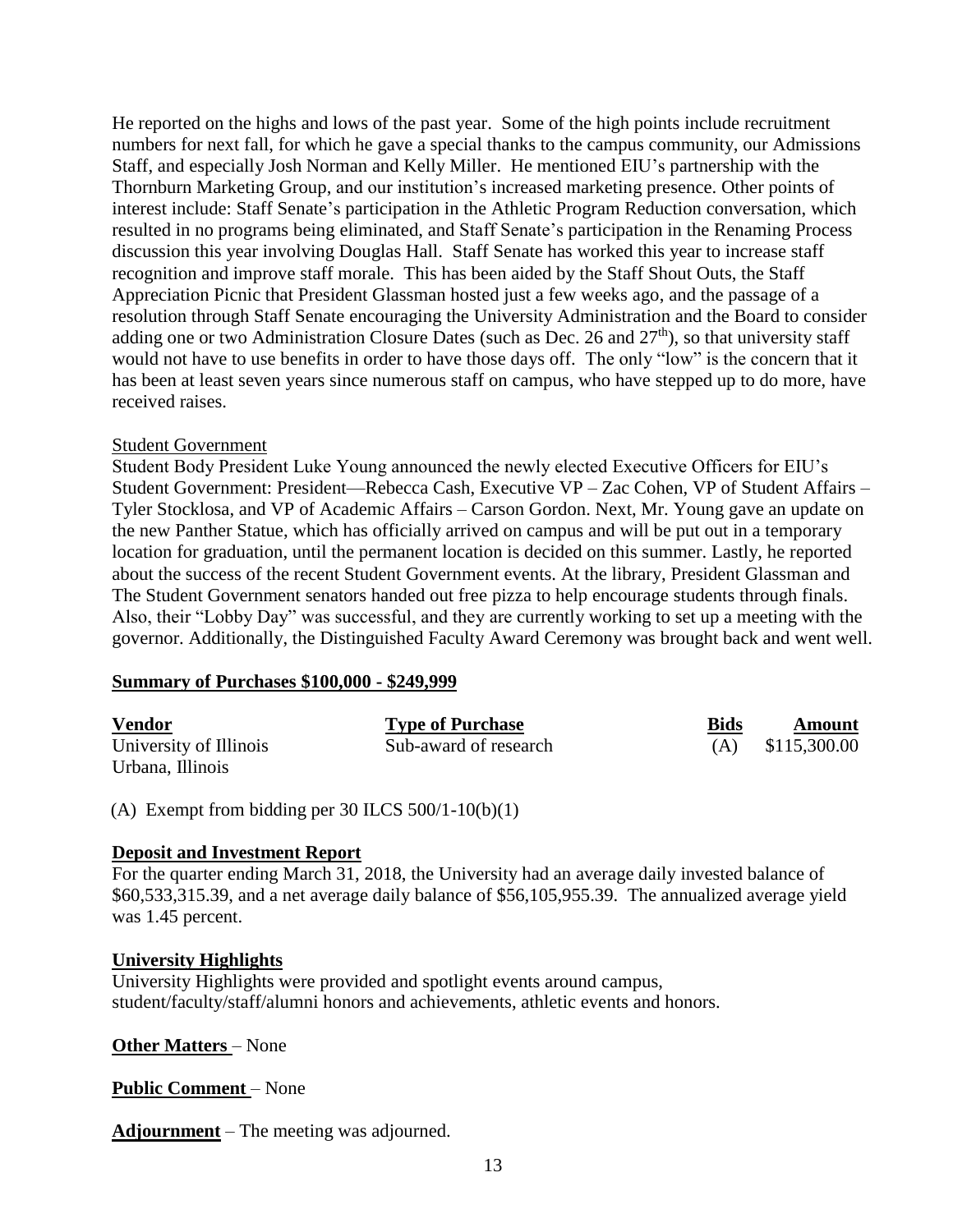He reported on the highs and lows of the past year. Some of the high points include recruitment numbers for next fall, for which he gave a special thanks to the campus community, our Admissions Staff, and especially Josh Norman and Kelly Miller. He mentioned EIU's partnership with the Thornburn Marketing Group, and our institution's increased marketing presence. Other points of interest include: Staff Senate's participation in the Athletic Program Reduction conversation, which resulted in no programs being eliminated, and Staff Senate's participation in the Renaming Process discussion this year involving Douglas Hall. Staff Senate has worked this year to increase staff recognition and improve staff morale. This has been aided by the Staff Shout Outs, the Staff Appreciation Picnic that President Glassman hosted just a few weeks ago, and the passage of a resolution through Staff Senate encouraging the University Administration and the Board to consider adding one or two Administration Closure Dates (such as Dec. 26 and 27th), so that university staff would not have to use benefits in order to have those days off. The only "low" is the concern that it has been at least seven years since numerous staff on campus, who have stepped up to do more, have received raises.

Student Government

Student Body President Luke Young announced the newly elected Executive Officers for EIU's Student Government: President—Rebecca Cash, Executive VP – Zac Cohen, VP of Student Affairs – Tyler Stocklosa, and VP of Academic Affairs – Carson Gordon. Next, Mr. Young gave an update on the new Panther Statue, which has officially arrived on campus and will be put out in a temporary location for graduation, until the permanent location is decided on this summer. Lastly, he reported about the success of the recent Student Government events. At the library, President Glassman and The Student Government senators handed out free pizza to help encourage students through finals. Also, their "Lobby Day" was successful, and they are currently working to set up a meeting with the governor. Additionally, the Distinguished Faculty Award Ceremony was brought back and went well.

**Summary of Purchases $100,000 - $249,999**

| Vendor | Type of Purchase | Bids | Amount |
|---|---|---|---|
| University of Illinois<br>Urbana, Illinois | Sub-award of research | (A) | $115,300.00 |

(A) Exempt from bidding per 30 ILCS 500/1-10(b)(1)

**Deposit and Investment Report**

For the quarter ending March 31, 2018, the University had an average daily invested balance of $60,533,315.39, and a net average daily balance of $56,105,955.39. The annualized average yield was 1.45 percent.

**University Highlights**

University Highlights were provided and spotlight events around campus, student/faculty/staff/alumni honors and achievements, athletic events and honors.

**Other Matters** – None

**Public Comment** – None

**Adjournment** – The meeting was adjourned.